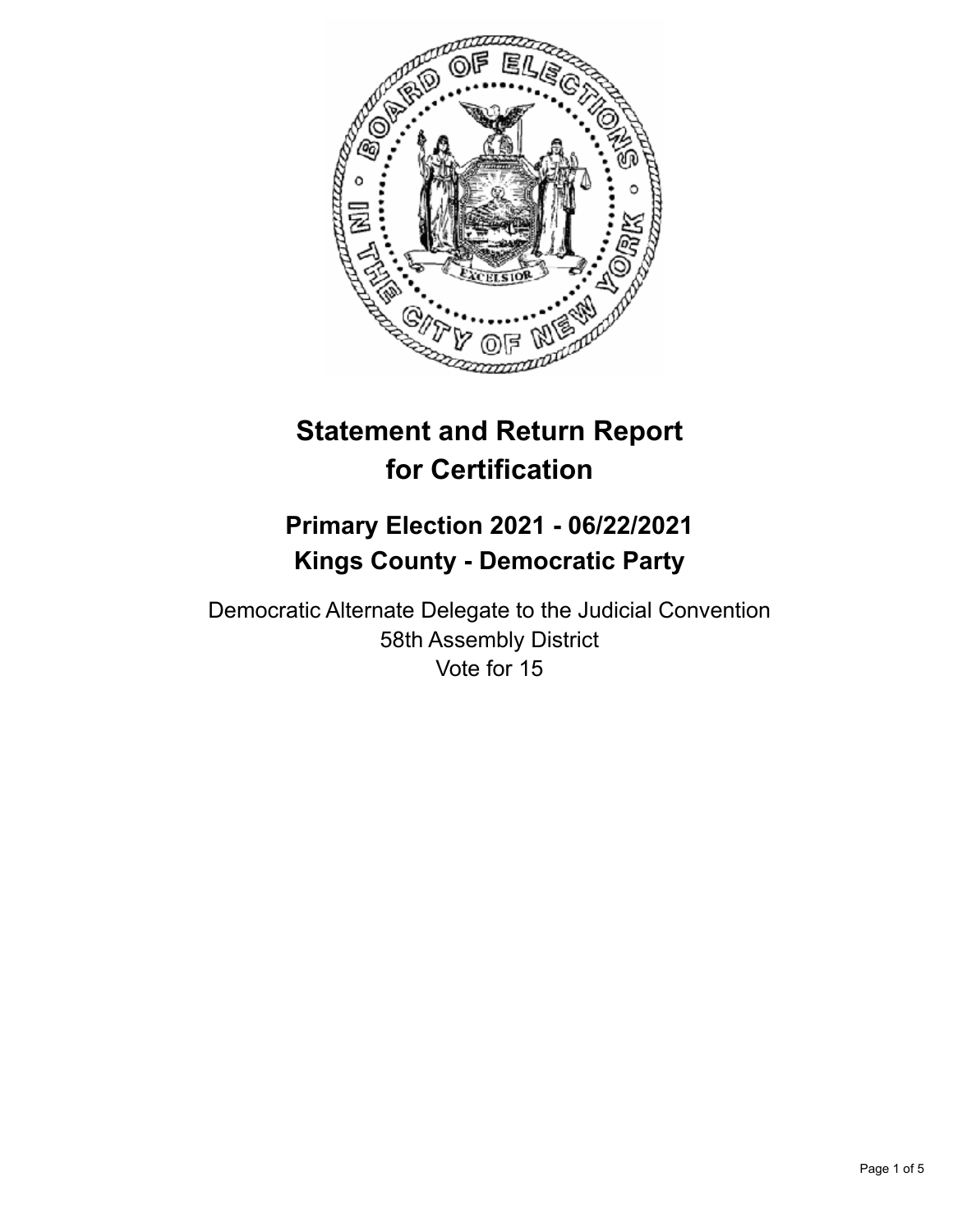# Statement and Return Report for Certification

## Primary Election 2021 - 06/22/2021
## Kings County - Democratic Party

Democratic Alternate Delegate to the Judicial Convention
58th Assembly District
Vote for 15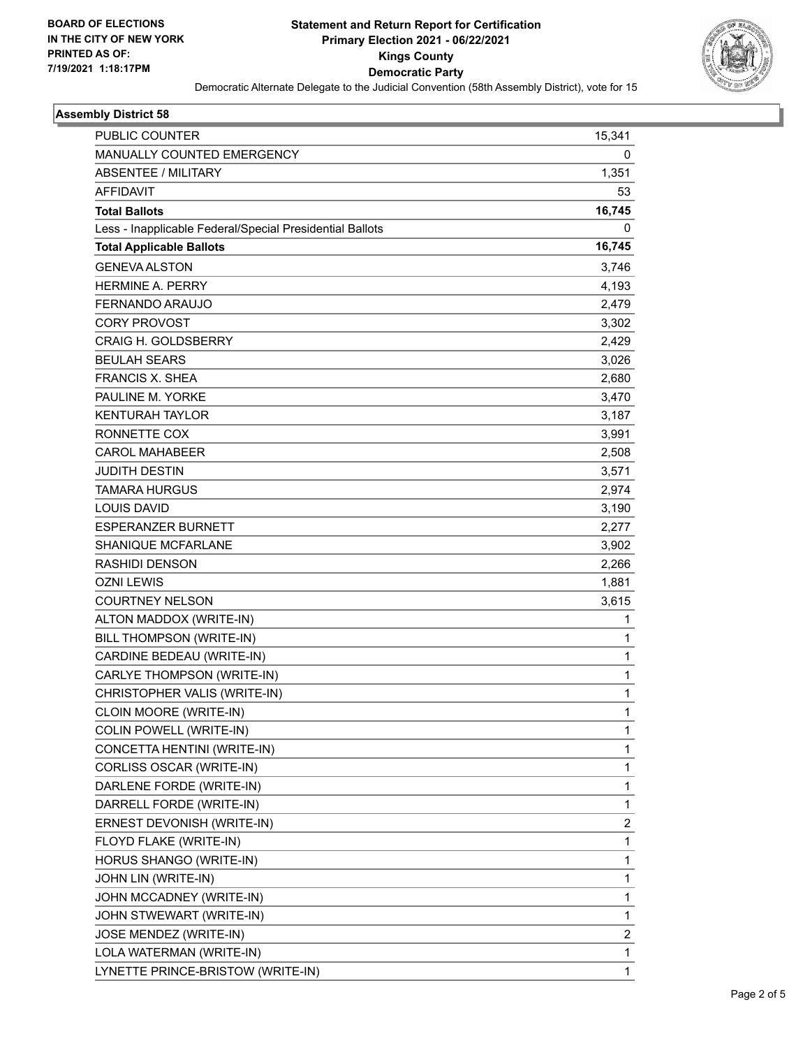**BOARD OF ELECTIONS IN THE CITY OF NEW YORK PRINTED AS OF: 7/19/2021 1:18:17PM**

# Statement and Return Report for Certification
## Primary Election 2021 - 06/22/2021
## Kings County
## Democratic Party

Democratic Alternate Delegate to the Judicial Convention (58th Assembly District), vote for 15

### Assembly District 58

| | |
|---|---|
| PUBLIC COUNTER | 15,341 |
| MANUALLY COUNTED EMERGENCY | 0 |
| ABSENTEE / MILITARY | 1,351 |
| AFFIDAVIT | 53 |
| **Total Ballots** | **16,745** |
| Less - Inapplicable Federal/Special Presidential Ballots | 0 |
| **Total Applicable Ballots** | **16,745** |
| GENEVA ALSTON | 3,746 |
| HERMINE A. PERRY | 4,193 |
| FERNANDO ARAUJO | 2,479 |
| CORY PROVOST | 3,302 |
| CRAIG H. GOLDSBERRY | 2,429 |
| BEULAH SEARS | 3,026 |
| FRANCIS X. SHEA | 2,680 |
| PAULINE M. YORKE | 3,470 |
| KENTURAH TAYLOR | 3,187 |
| RONNETTE COX | 3,991 |
| CAROL MAHABEER | 2,508 |
| JUDITH DESTIN | 3,571 |
| TAMARA HURGUS | 2,974 |
| LOUIS DAVID | 3,190 |
| ESPERANZER BURNETT | 2,277 |
| SHANIQUE MCFARLANE | 3,902 |
| RASHIDI DENSON | 2,266 |
| OZNI LEWIS | 1,881 |
| COURTNEY NELSON | 3,615 |
| ALTON MADDOX (WRITE-IN) | 1 |
| BILL THOMPSON (WRITE-IN) | 1 |
| CARDINE BEDEAU (WRITE-IN) | 1 |
| CARLYE THOMPSON (WRITE-IN) | 1 |
| CHRISTOPHER VALIS (WRITE-IN) | 1 |
| CLOIN MOORE (WRITE-IN) | 1 |
| COLIN POWELL (WRITE-IN) | 1 |
| CONCETTA HENTINI (WRITE-IN) | 1 |
| CORLISS OSCAR (WRITE-IN) | 1 |
| DARLENE FORDE (WRITE-IN) | 1 |
| DARRELL FORDE (WRITE-IN) | 1 |
| ERNEST DEVONISH (WRITE-IN) | 2 |
| FLOYD FLAKE (WRITE-IN) | 1 |
| HORUS SHANGO (WRITE-IN) | 1 |
| JOHN LIN (WRITE-IN) | 1 |
| JOHN MCCADNEY (WRITE-IN) | 1 |
| JOHN STWEWART (WRITE-IN) | 1 |
| JOSE MENDEZ (WRITE-IN) | 2 |
| LOLA WATERMAN (WRITE-IN) | 1 |
| LYNETTE PRINCE-BRISTOW (WRITE-IN) | 1 |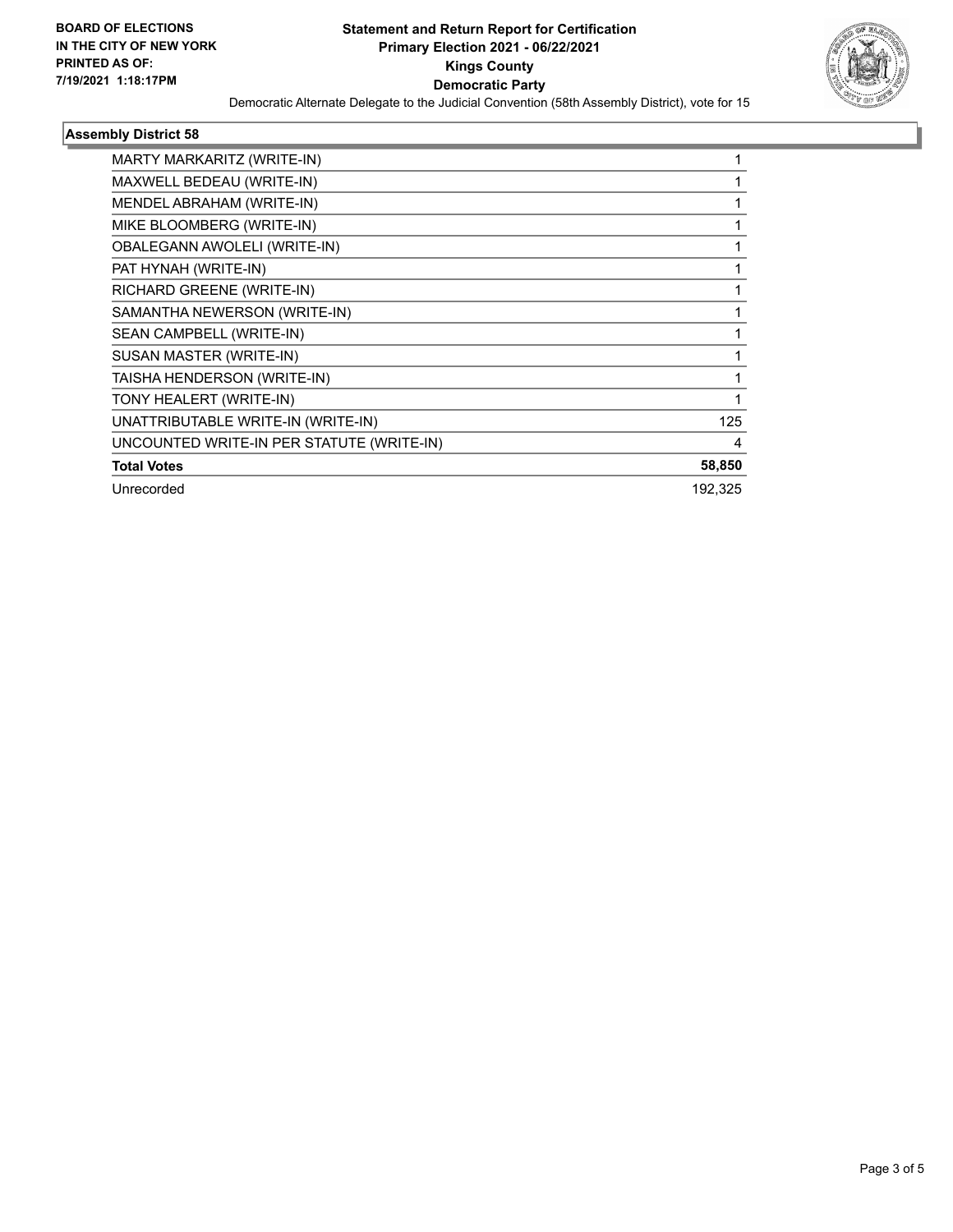**BOARD OF ELECTIONS IN THE CITY OF NEW YORK PRINTED AS OF: 7/19/2021 1:18:17PM**

**Statement and Return Report for Certification**
**Primary Election 2021 - 06/22/2021**
**Kings County**
**Democratic Party**

Democratic Alternate Delegate to the Judicial Convention (58th Assembly District), vote for 15

### Assembly District 58

| Candidate | Votes |
|---|---|
| MARTY MARKARITZ (WRITE-IN) | 1 |
| MAXWELL BEDEAU (WRITE-IN) | 1 |
| MENDEL ABRAHAM (WRITE-IN) | 1 |
| MIKE BLOOMBERG (WRITE-IN) | 1 |
| OBALEGANN AWOLELI (WRITE-IN) | 1 |
| PAT HYNAH (WRITE-IN) | 1 |
| RICHARD GREENE (WRITE-IN) | 1 |
| SAMANTHA NEWERSON (WRITE-IN) | 1 |
| SEAN CAMPBELL (WRITE-IN) | 1 |
| SUSAN MASTER (WRITE-IN) | 1 |
| TAISHA HENDERSON (WRITE-IN) | 1 |
| TONY HEALERT (WRITE-IN) | 1 |
| UNATTRIBUTABLE WRITE-IN (WRITE-IN) | 125 |
| UNCOUNTED WRITE-IN PER STATUTE (WRITE-IN) | 4 |
| **Total Votes** | **58,850** |
| Unrecorded | 192,325 |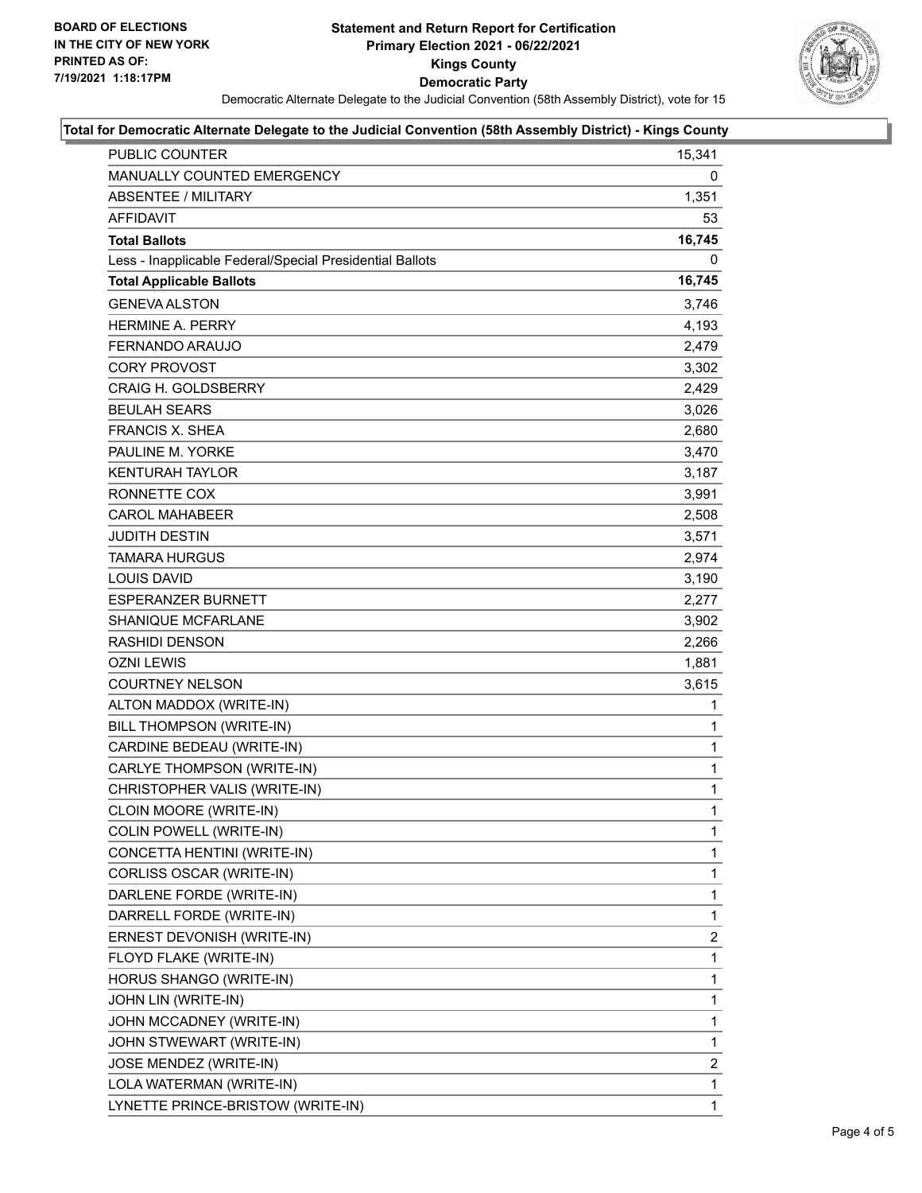**BOARD OF ELECTIONS IN THE CITY OF NEW YORK PRINTED AS OF: 7/19/2021 1:18:17PM**

# Statement and Return Report for Certification
## Primary Election 2021 - 06/22/2021
## Kings County
## Democratic Party

Democratic Alternate Delegate to the Judicial Convention (58th Assembly District), vote for 15

### Total for Democratic Alternate Delegate to the Judicial Convention (58th Assembly District) - Kings County

| | |
|---|---|
| PUBLIC COUNTER | 15,341 |
| MANUALLY COUNTED EMERGENCY | 0 |
| ABSENTEE / MILITARY | 1,351 |
| AFFIDAVIT | 53 |
| **Total Ballots** | **16,745** |
| Less - Inapplicable Federal/Special Presidential Ballots | 0 |
| **Total Applicable Ballots** | **16,745** |
| GENEVA ALSTON | 3,746 |
| HERMINE A. PERRY | 4,193 |
| FERNANDO ARAUJO | 2,479 |
| CORY PROVOST | 3,302 |
| CRAIG H. GOLDSBERRY | 2,429 |
| BEULAH SEARS | 3,026 |
| FRANCIS X. SHEA | 2,680 |
| PAULINE M. YORKE | 3,470 |
| KENTURAH TAYLOR | 3,187 |
| RONNETTE COX | 3,991 |
| CAROL MAHABEER | 2,508 |
| JUDITH DESTIN | 3,571 |
| TAMARA HURGUS | 2,974 |
| LOUIS DAVID | 3,190 |
| ESPERANZER BURNETT | 2,277 |
| SHANIQUE MCFARLANE | 3,902 |
| RASHIDI DENSON | 2,266 |
| OZNI LEWIS | 1,881 |
| COURTNEY NELSON | 3,615 |
| ALTON MADDOX (WRITE-IN) | 1 |
| BILL THOMPSON (WRITE-IN) | 1 |
| CARDINE BEDEAU (WRITE-IN) | 1 |
| CARLYE THOMPSON (WRITE-IN) | 1 |
| CHRISTOPHER VALIS (WRITE-IN) | 1 |
| CLOIN MOORE (WRITE-IN) | 1 |
| COLIN POWELL (WRITE-IN) | 1 |
| CONCETTA HENTINI (WRITE-IN) | 1 |
| CORLISS OSCAR (WRITE-IN) | 1 |
| DARLENE FORDE (WRITE-IN) | 1 |
| DARRELL FORDE (WRITE-IN) | 1 |
| ERNEST DEVONISH (WRITE-IN) | 2 |
| FLOYD FLAKE (WRITE-IN) | 1 |
| HORUS SHANGO (WRITE-IN) | 1 |
| JOHN LIN (WRITE-IN) | 1 |
| JOHN MCCADNEY (WRITE-IN) | 1 |
| JOHN STWEWART (WRITE-IN) | 1 |
| JOSE MENDEZ (WRITE-IN) | 2 |
| LOLA WATERMAN (WRITE-IN) | 1 |
| LYNETTE PRINCE-BRISTOW (WRITE-IN) | 1 |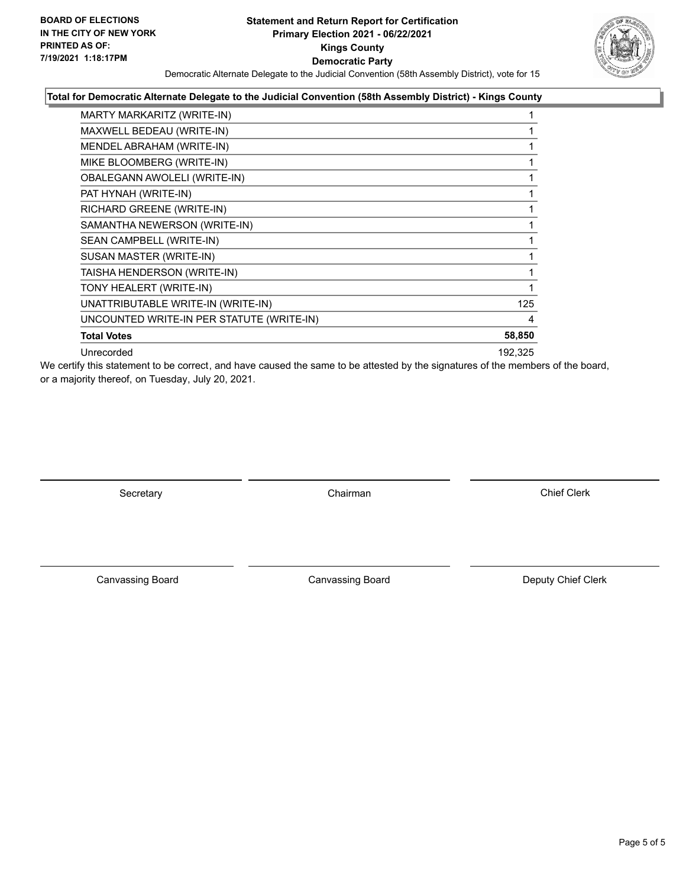**BOARD OF ELECTIONS IN THE CITY OF NEW YORK PRINTED AS OF: 7/19/2021 1:18:17PM**

**Statement and Return Report for Certification Primary Election 2021 - 06/22/2021 Kings County Democratic Party**

Democratic Alternate Delegate to the Judicial Convention (58th Assembly District), vote for 15

**Total for Democratic Alternate Delegate to the Judicial Convention (58th Assembly District) - Kings County**

| | |
|---|---|
| MARTY MARKARITZ (WRITE-IN) | 1 |
| MAXWELL BEDEAU (WRITE-IN) | 1 |
| MENDEL ABRAHAM (WRITE-IN) | 1 |
| MIKE BLOOMBERG (WRITE-IN) | 1 |
| OBALEGANN AWOLELI (WRITE-IN) | 1 |
| PAT HYNAH (WRITE-IN) | 1 |
| RICHARD GREENE (WRITE-IN) | 1 |
| SAMANTHA NEWERSON (WRITE-IN) | 1 |
| SEAN CAMPBELL (WRITE-IN) | 1 |
| SUSAN MASTER (WRITE-IN) | 1 |
| TAISHA HENDERSON (WRITE-IN) | 1 |
| TONY HEALERT (WRITE-IN) | 1 |
| UNATTRIBUTABLE WRITE-IN (WRITE-IN) | 125 |
| UNCOUNTED WRITE-IN PER STATUTE (WRITE-IN) | 4 |
| **Total Votes** | **58,850** |
| Unrecorded | 192,325 |

We certify this statement to be correct, and have caused the same to be attested by the signatures of the members of the board, or a majority thereof, on Tuesday, July 20, 2021.

Secretary

Chairman

Chief Clerk

Canvassing Board

Canvassing Board

Deputy Chief Clerk